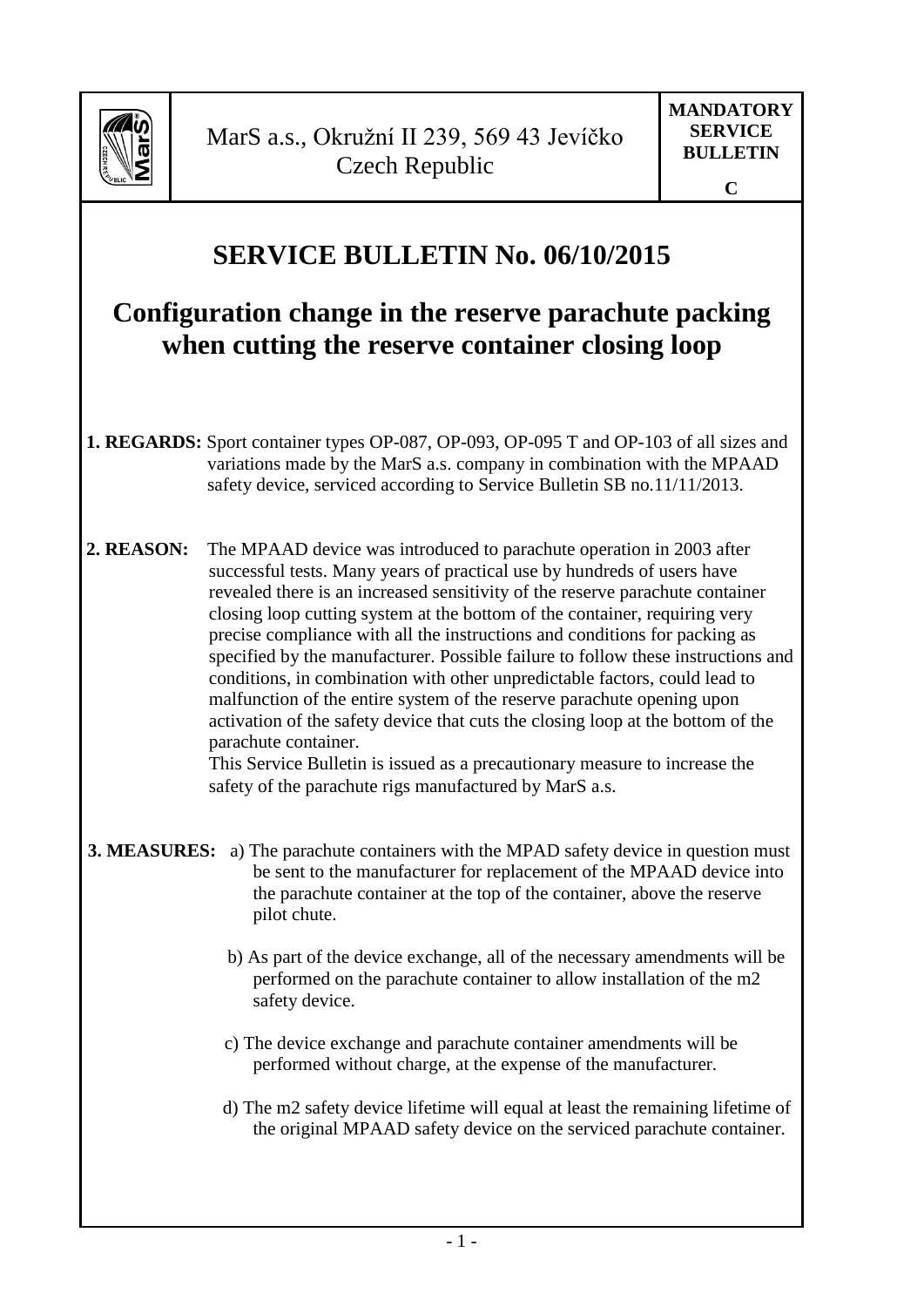| | MarS a.s., Okružní II 239, 569 43 Jevíčko<br>Czech Republic | **MANDATORY SERVICE BULLETIN**<br><br>**C** |
|---|---|---|

# SERVICE BULLETIN No. 06/10/2015

## Configuration change in the reserve parachute packing when cutting the reserve container closing loop

**1. REGARDS:** Sport container types OP-087, OP-093, OP-095 T and OP-103 of all sizes and variations made by the MarS a.s. company in combination with the MPAAD safety device, serviced according to Service Bulletin SB no.11/11/2013.

**2. REASON:** The MPAAD device was introduced to parachute operation in 2003 after successful tests. Many years of practical use by hundreds of users have revealed there is an increased sensitivity of the reserve parachute container closing loop cutting system at the bottom of the container, requiring very precise compliance with all the instructions and conditions for packing as specified by the manufacturer. Possible failure to follow these instructions and conditions, in combination with other unpredictable factors, could lead to malfunction of the entire system of the reserve parachute opening upon activation of the safety device that cuts the closing loop at the bottom of the parachute container.
This Service Bulletin is issued as a precautionary measure to increase the safety of the parachute rigs manufactured by MarS a.s.

**3. MEASURES:**

a) The parachute containers with the MPAD safety device in question must be sent to the manufacturer for replacement of the MPAAD device into the parachute container at the top of the container, above the reserve pilot chute.

b) As part of the device exchange, all of the necessary amendments will be performed on the parachute container to allow installation of the m2 safety device.

c) The device exchange and parachute container amendments will be performed without charge, at the expense of the manufacturer.

d) The m2 safety device lifetime will equal at least the remaining lifetime of the original MPAAD safety device on the serviced parachute container.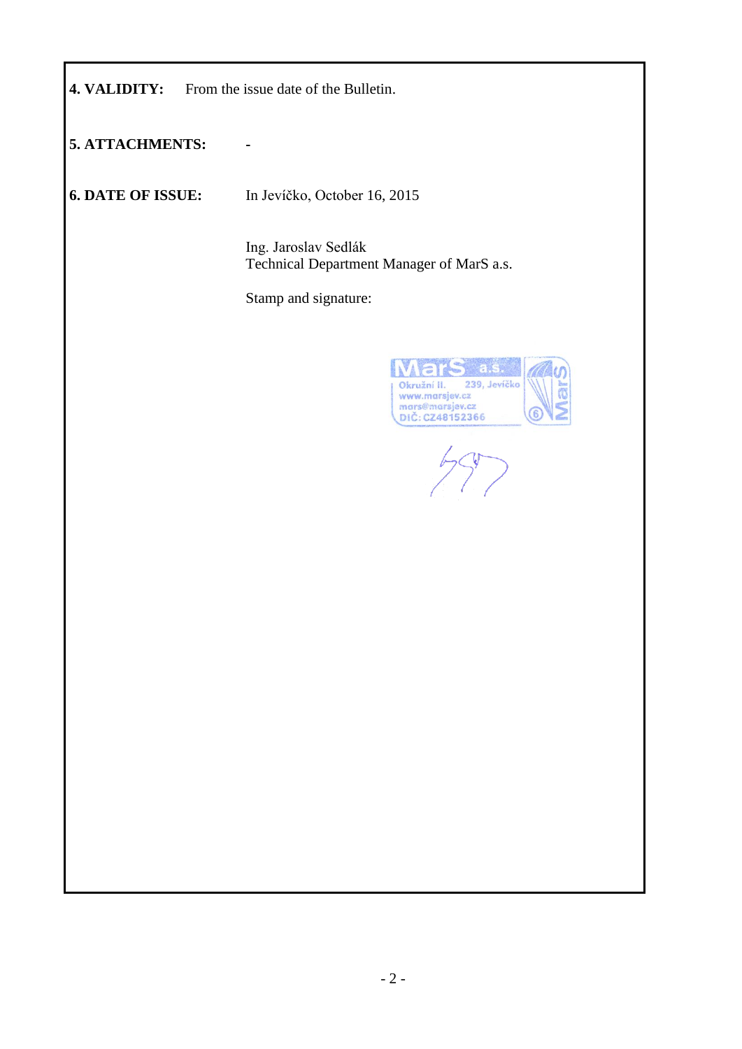**4. VALIDITY:** From the issue date of the Bulletin.

**5. ATTACHMENTS:** -

**6. DATE OF ISSUE:** In Jevíčko, October 16, 2015

Ing. Jaroslav Sedlák
Technical Department Manager of MarS a.s.

Stamp and signature:

MarS a.s.
Okružní II. 239, Jevíčko
www.marsjev.cz
mars@marsjev.cz
DIČ: CZ48152366